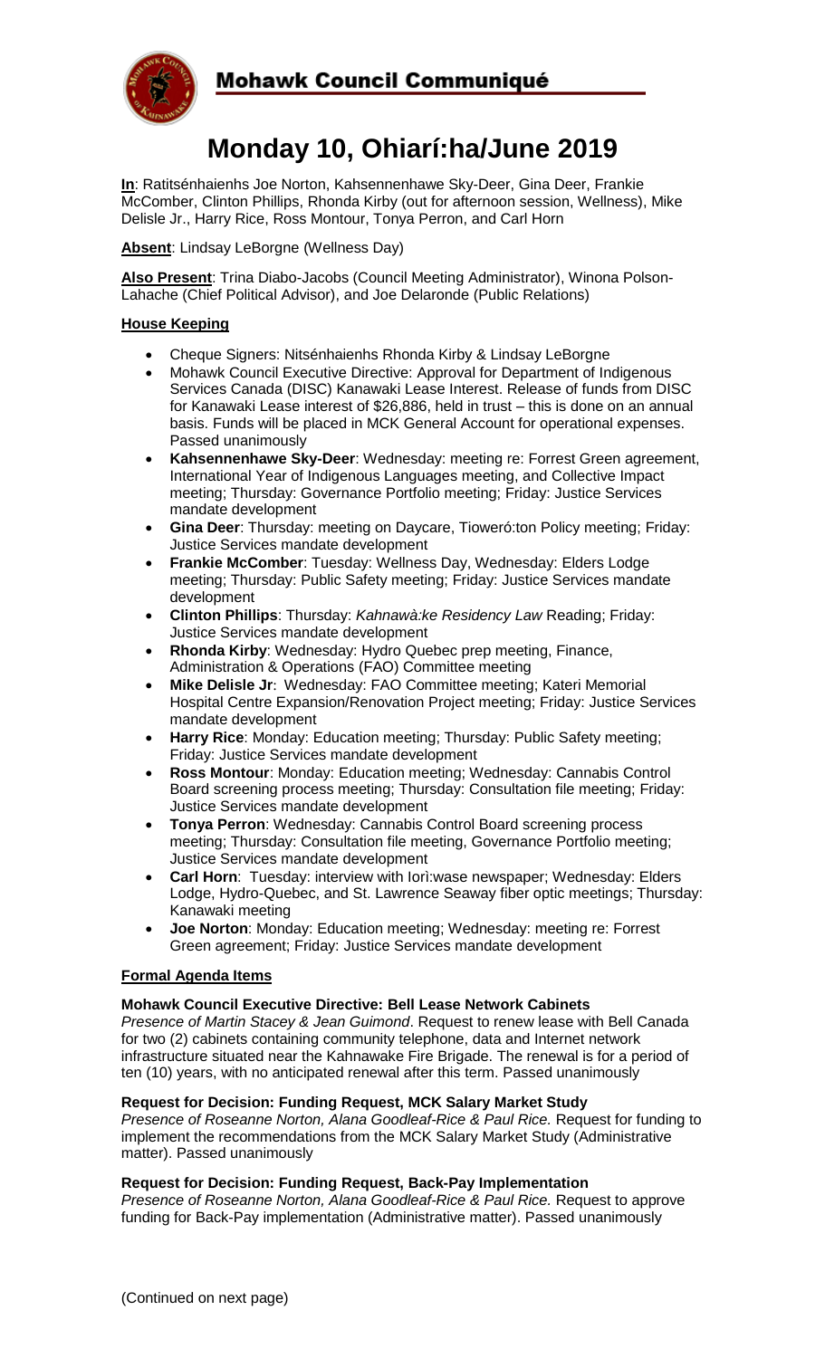**Mohawk Council Communiqué**

# Monday 10, Ohiarí:ha/June 2019

**In**: Ratitsénhaienhs Joe Norton, Kahsennenhawe Sky-Deer, Gina Deer, Frankie McComber, Clinton Phillips, Rhonda Kirby (out for afternoon session, Wellness), Mike Delisle Jr., Harry Rice, Ross Montour, Tonya Perron, and Carl Horn

**Absent**: Lindsay LeBorgne (Wellness Day)

**Also Present**: Trina Diabo-Jacobs (Council Meeting Administrator), Winona Polson-Lahache (Chief Political Advisor), and Joe Delaronde (Public Relations)

## House Keeping

- Cheque Signers: Nitsénhaienhs Rhonda Kirby & Lindsay LeBorgne
- Mohawk Council Executive Directive: Approval for Department of Indigenous Services Canada (DISC) Kanawaki Lease Interest. Release of funds from DISC for Kanawaki Lease interest of $26,886, held in trust – this is done on an annual basis. Funds will be placed in MCK General Account for operational expenses. Passed unanimously
- **Kahsennenhawe Sky-Deer**: Wednesday: meeting re: Forrest Green agreement, International Year of Indigenous Languages meeting, and Collective Impact meeting; Thursday: Governance Portfolio meeting; Friday: Justice Services mandate development
- **Gina Deer**: Thursday: meeting on Daycare, Tioweró:ton Policy meeting; Friday: Justice Services mandate development
- **Frankie McComber**: Tuesday: Wellness Day, Wednesday: Elders Lodge meeting; Thursday: Public Safety meeting; Friday: Justice Services mandate development
- **Clinton Phillips**: Thursday: *Kahnawà:ke Residency Law* Reading; Friday: Justice Services mandate development
- **Rhonda Kirby**: Wednesday: Hydro Quebec prep meeting, Finance, Administration & Operations (FAO) Committee meeting
- **Mike Delisle Jr**: Wednesday: FAO Committee meeting; Kateri Memorial Hospital Centre Expansion/Renovation Project meeting; Friday: Justice Services mandate development
- **Harry Rice**: Monday: Education meeting; Thursday: Public Safety meeting; Friday: Justice Services mandate development
- **Ross Montour**: Monday: Education meeting; Wednesday: Cannabis Control Board screening process meeting; Thursday: Consultation file meeting; Friday: Justice Services mandate development
- **Tonya Perron**: Wednesday: Cannabis Control Board screening process meeting; Thursday: Consultation file meeting, Governance Portfolio meeting; Justice Services mandate development
- **Carl Horn**: Tuesday: interview with Iorì:wase newspaper; Wednesday: Elders Lodge, Hydro-Quebec, and St. Lawrence Seaway fiber optic meetings; Thursday: Kanawaki meeting
- **Joe Norton**: Monday: Education meeting; Wednesday: meeting re: Forrest Green agreement; Friday: Justice Services mandate development

## Formal Agenda Items

**Mohawk Council Executive Directive: Bell Lease Network Cabinets**
*Presence of Martin Stacey & Jean Guimond*. Request to renew lease with Bell Canada for two (2) cabinets containing community telephone, data and Internet network infrastructure situated near the Kahnawake Fire Brigade. The renewal is for a period of ten (10) years, with no anticipated renewal after this term. Passed unanimously

**Request for Decision: Funding Request, MCK Salary Market Study**
*Presence of Roseanne Norton, Alana Goodleaf-Rice & Paul Rice.* Request for funding to implement the recommendations from the MCK Salary Market Study (Administrative matter). Passed unanimously

**Request for Decision: Funding Request, Back-Pay Implementation**
*Presence of Roseanne Norton, Alana Goodleaf-Rice & Paul Rice.* Request to approve funding for Back-Pay implementation (Administrative matter). Passed unanimously

(Continued on next page)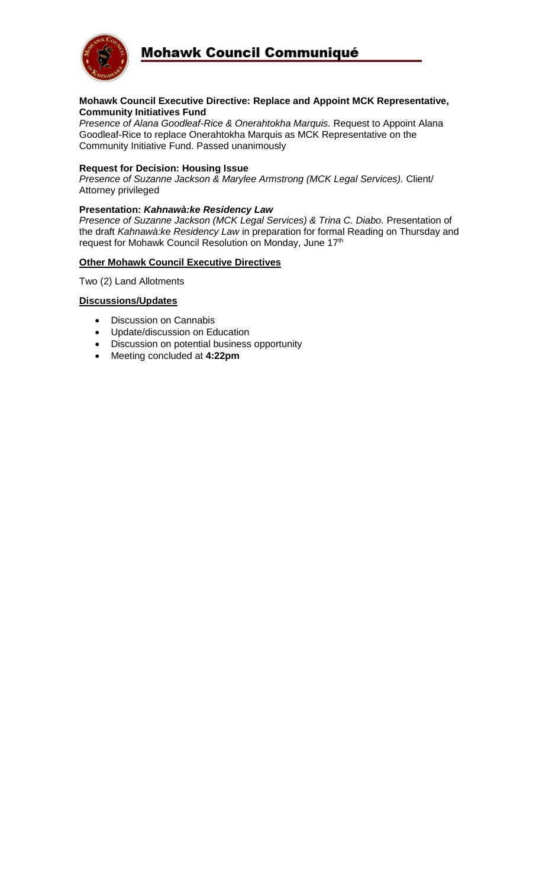**Mohawk Council Executive Directive: Replace and Appoint MCK Representative, Community Initiatives Fund**

*Presence of Alana Goodleaf-Rice & Onerahtokha Marquis.* Request to Appoint Alana Goodleaf-Rice to replace Onerahtokha Marquis as MCK Representative on the Community Initiative Fund. Passed unanimously

**Request for Decision: Housing Issue**

*Presence of Suzanne Jackson & Marylee Armstrong (MCK Legal Services).* Client/ Attorney privileged

**Presentation: *Kahnawà:ke Residency Law***

*Presence of Suzanne Jackson (MCK Legal Services) & Trina C. Diabo.* Presentation of the draft *Kahnawà:ke Residency Law* in preparation for formal Reading on Thursday and request for Mohawk Council Resolution on Monday, June 17th

**Other Mohawk Council Executive Directives**

Two (2) Land Allotments

**Discussions/Updates**

- Discussion on Cannabis
- Update/discussion on Education
- Discussion on potential business opportunity
- Meeting concluded at **4:22pm**